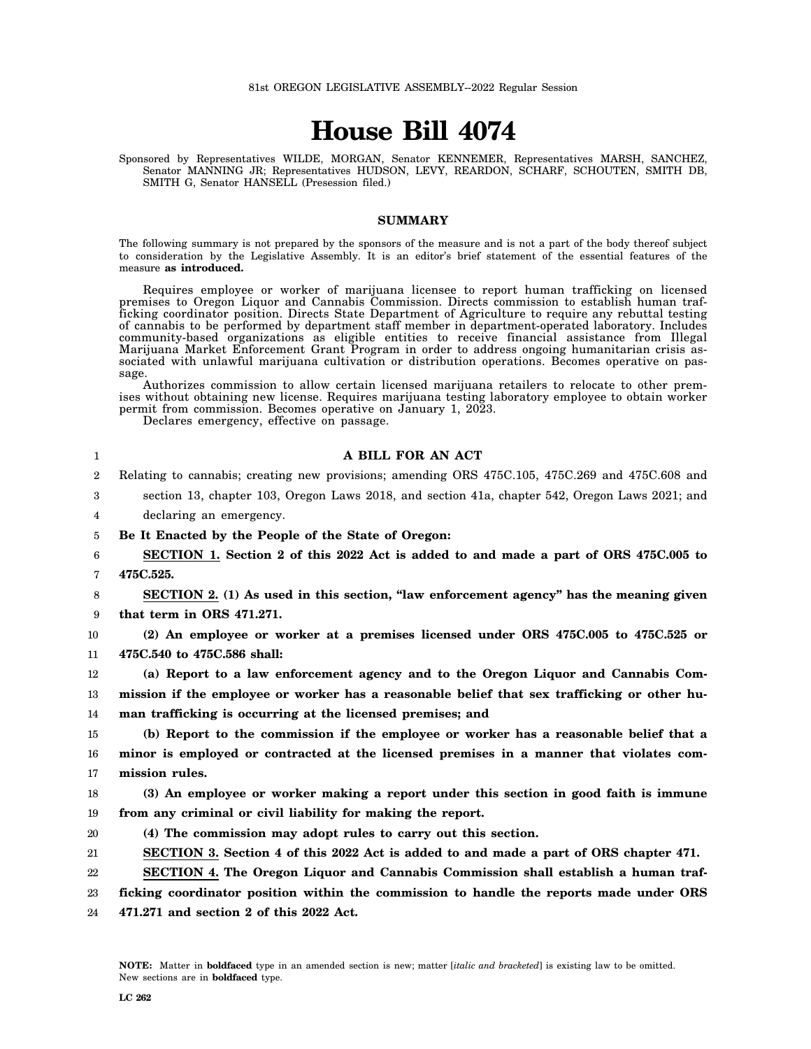81st OREGON LEGISLATIVE ASSEMBLY--2022 Regular Session

# House Bill 4074

Sponsored by Representatives WILDE, MORGAN, Senator KENNEMER, Representatives MARSH, SANCHEZ, Senator MANNING JR; Representatives HUDSON, LEVY, REARDON, SCHARF, SCHOUTEN, SMITH DB, SMITH G, Senator HANSELL (Presession filed.)

## SUMMARY

The following summary is not prepared by the sponsors of the measure and is not a part of the body thereof subject to consideration by the Legislative Assembly. It is an editor's brief statement of the essential features of the measure **as introduced.**

Requires employee or worker of marijuana licensee to report human trafficking on licensed premises to Oregon Liquor and Cannabis Commission. Directs commission to establish human trafficking coordinator position. Directs State Department of Agriculture to require any rebuttal testing of cannabis to be performed by department staff member in department-operated laboratory. Includes community-based organizations as eligible entities to receive financial assistance from Illegal Marijuana Market Enforcement Grant Program in order to address ongoing humanitarian crisis associated with unlawful marijuana cultivation or distribution operations. Becomes operative on passage.

Authorizes commission to allow certain licensed marijuana retailers to relocate to other premises without obtaining new license. Requires marijuana testing laboratory employee to obtain worker permit from commission. Becomes operative on January 1, 2023.

Declares emergency, effective on passage.

**A BILL FOR AN ACT**

Relating to cannabis; creating new provisions; amending ORS 475C.105, 475C.269 and 475C.608 and section 13, chapter 103, Oregon Laws 2018, and section 41a, chapter 542, Oregon Laws 2021; and declaring an emergency.

**Be It Enacted by the People of the State of Oregon:**

**SECTION 1. Section 2 of this 2022 Act is added to and made a part of ORS 475C.005 to 475C.525.**

**SECTION 2. (1) As used in this section, "law enforcement agency" has the meaning given that term in ORS 471.271.**

**(2) An employee or worker at a premises licensed under ORS 475C.005 to 475C.525 or 475C.540 to 475C.586 shall:**

**(a) Report to a law enforcement agency and to the Oregon Liquor and Cannabis Commission if the employee or worker has a reasonable belief that sex trafficking or other human trafficking is occurring at the licensed premises; and**

**(b) Report to the commission if the employee or worker has a reasonable belief that a minor is employed or contracted at the licensed premises in a manner that violates commission rules.**

**(3) An employee or worker making a report under this section in good faith is immune from any criminal or civil liability for making the report.**

**(4) The commission may adopt rules to carry out this section.**

**SECTION 3. Section 4 of this 2022 Act is added to and made a part of ORS chapter 471.**

**SECTION 4. The Oregon Liquor and Cannabis Commission shall establish a human trafficking coordinator position within the commission to handle the reports made under ORS 471.271 and section 2 of this 2022 Act.**

**NOTE:** Matter in **boldfaced** type in an amended section is new; matter [*italic and bracketed*] is existing law to be omitted. New sections are in **boldfaced** type.

LC 262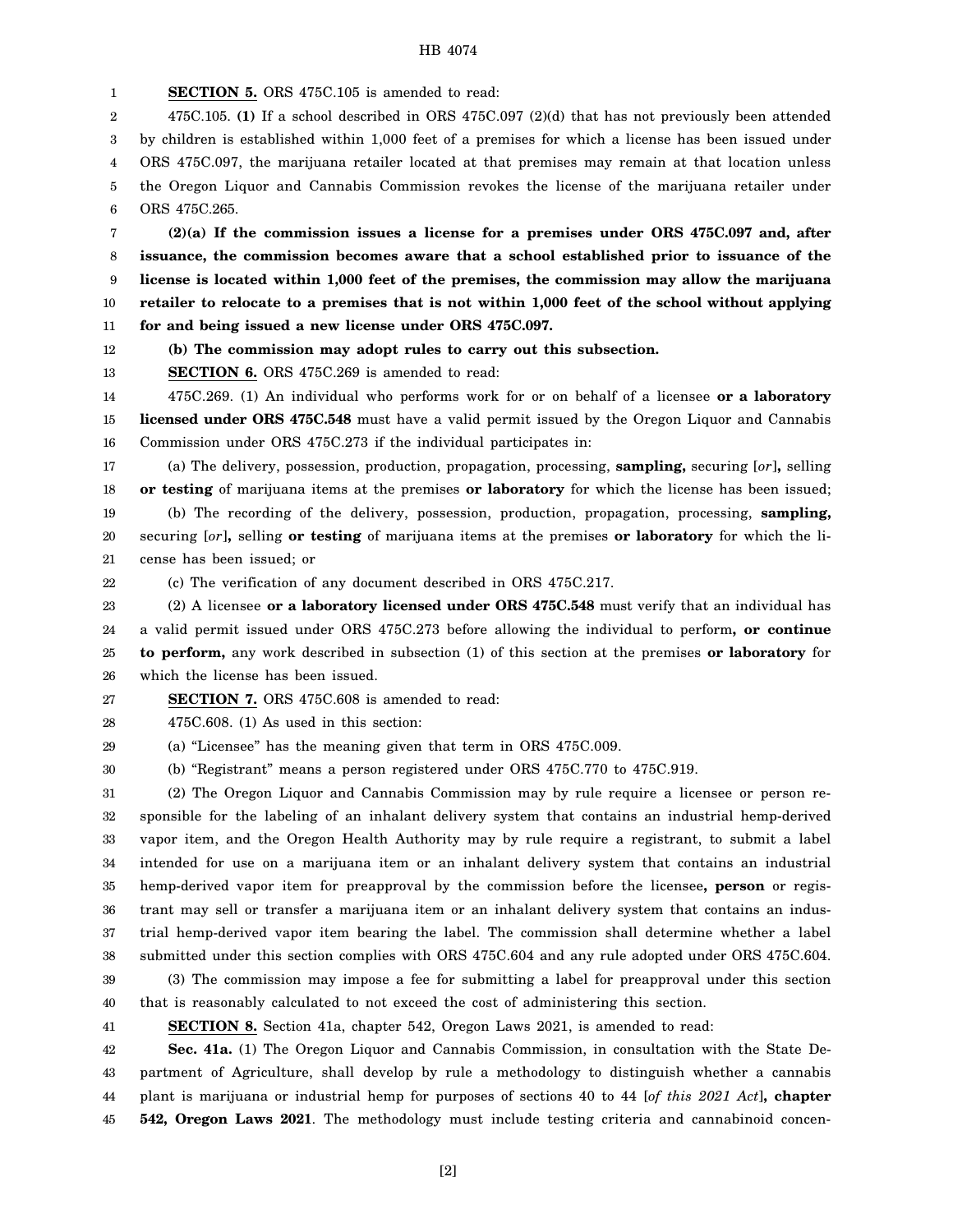**SECTION 5.** ORS 475C.105 is amended to read:

475C.105. **(1)** If a school described in ORS 475C.097 (2)(d) that has not previously been attended by children is established within 1,000 feet of a premises for which a license has been issued under ORS 475C.097, the marijuana retailer located at that premises may remain at that location unless the Oregon Liquor and Cannabis Commission revokes the license of the marijuana retailer under ORS 475C.265.

**(2)(a) If the commission issues a license for a premises under ORS 475C.097 and, after issuance, the commission becomes aware that a school established prior to issuance of the license is located within 1,000 feet of the premises, the commission may allow the marijuana retailer to relocate to a premises that is not within 1,000 feet of the school without applying for and being issued a new license under ORS 475C.097.**

**(b) The commission may adopt rules to carry out this subsection.**

**SECTION 6.** ORS 475C.269 is amended to read:

475C.269. (1) An individual who performs work for or on behalf of a licensee **or a laboratory licensed under ORS 475C.548** must have a valid permit issued by the Oregon Liquor and Cannabis Commission under ORS 475C.273 if the individual participates in:

(a) The delivery, possession, production, propagation, processing, **sampling,** securing [*or*]**,** selling **or testing** of marijuana items at the premises **or laboratory** for which the license has been issued;

(b) The recording of the delivery, possession, production, propagation, processing, **sampling,** securing [*or*]**,** selling **or testing** of marijuana items at the premises **or laboratory** for which the license has been issued; or

(c) The verification of any document described in ORS 475C.217.

(2) A licensee **or a laboratory licensed under ORS 475C.548** must verify that an individual has a valid permit issued under ORS 475C.273 before allowing the individual to perform**, or continue to perform,** any work described in subsection (1) of this section at the premises **or laboratory** for which the license has been issued.

**SECTION 7.** ORS 475C.608 is amended to read:

475C.608. (1) As used in this section:

(a) "Licensee" has the meaning given that term in ORS 475C.009.

(b) "Registrant" means a person registered under ORS 475C.770 to 475C.919.

(2) The Oregon Liquor and Cannabis Commission may by rule require a licensee or person responsible for the labeling of an inhalant delivery system that contains an industrial hemp-derived vapor item, and the Oregon Health Authority may by rule require a registrant, to submit a label intended for use on a marijuana item or an inhalant delivery system that contains an industrial hemp-derived vapor item for preapproval by the commission before the licensee**, person** or registrant may sell or transfer a marijuana item or an inhalant delivery system that contains an industrial hemp-derived vapor item bearing the label. The commission shall determine whether a label submitted under this section complies with ORS 475C.604 and any rule adopted under ORS 475C.604.

(3) The commission may impose a fee for submitting a label for preapproval under this section that is reasonably calculated to not exceed the cost of administering this section.

**SECTION 8.** Section 41a, chapter 542, Oregon Laws 2021, is amended to read:

**Sec. 41a.** (1) The Oregon Liquor and Cannabis Commission, in consultation with the State Department of Agriculture, shall develop by rule a methodology to distinguish whether a cannabis plant is marijuana or industrial hemp for purposes of sections 40 to 44 [*of this 2021 Act*]**, chapter 542, Oregon Laws 2021**. The methodology must include testing criteria and cannabinoid concen-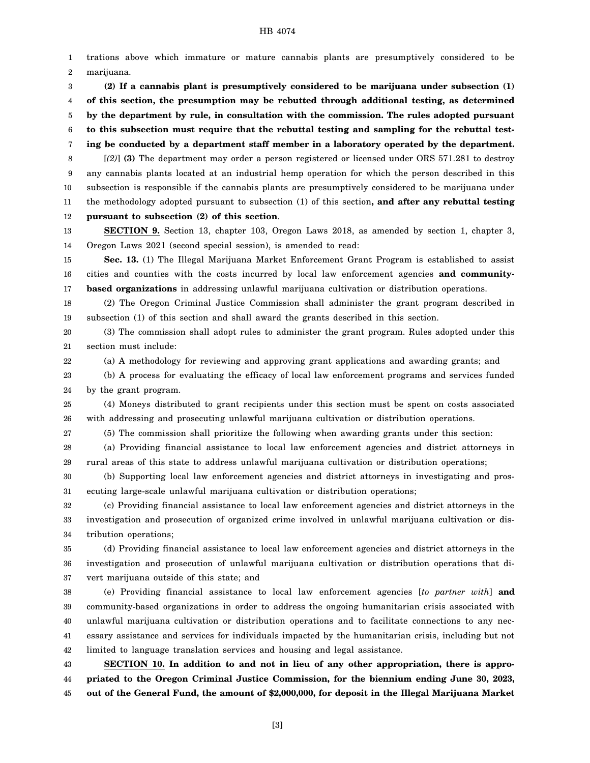trations above which immature or mature cannabis plants are presumptively considered to be marijuana.

**(2) If a cannabis plant is presumptively considered to be marijuana under subsection (1) of this section, the presumption may be rebutted through additional testing, as determined by the department by rule, in consultation with the commission. The rules adopted pursuant to this subsection must require that the rebuttal testing and sampling for the rebuttal testing be conducted by a department staff member in a laboratory operated by the department.**

[*(2)*] **(3)** The department may order a person registered or licensed under ORS 571.281 to destroy any cannabis plants located at an industrial hemp operation for which the person described in this subsection is responsible if the cannabis plants are presumptively considered to be marijuana under the methodology adopted pursuant to subsection (1) of this section**, and after any rebuttal testing pursuant to subsection (2) of this section**.

**SECTION 9.** Section 13, chapter 103, Oregon Laws 2018, as amended by section 1, chapter 3, Oregon Laws 2021 (second special session), is amended to read:

**Sec. 13.** (1) The Illegal Marijuana Market Enforcement Grant Program is established to assist cities and counties with the costs incurred by local law enforcement agencies **and community-based organizations** in addressing unlawful marijuana cultivation or distribution operations.

(2) The Oregon Criminal Justice Commission shall administer the grant program described in subsection (1) of this section and shall award the grants described in this section.

(3) The commission shall adopt rules to administer the grant program. Rules adopted under this section must include:

(a) A methodology for reviewing and approving grant applications and awarding grants; and

(b) A process for evaluating the efficacy of local law enforcement programs and services funded by the grant program.

(4) Moneys distributed to grant recipients under this section must be spent on costs associated with addressing and prosecuting unlawful marijuana cultivation or distribution operations.

(5) The commission shall prioritize the following when awarding grants under this section:

(a) Providing financial assistance to local law enforcement agencies and district attorneys in rural areas of this state to address unlawful marijuana cultivation or distribution operations;

(b) Supporting local law enforcement agencies and district attorneys in investigating and prosecuting large-scale unlawful marijuana cultivation or distribution operations;

(c) Providing financial assistance to local law enforcement agencies and district attorneys in the investigation and prosecution of organized crime involved in unlawful marijuana cultivation or distribution operations;

(d) Providing financial assistance to local law enforcement agencies and district attorneys in the investigation and prosecution of unlawful marijuana cultivation or distribution operations that divert marijuana outside of this state; and

(e) Providing financial assistance to local law enforcement agencies [*to partner with*] **and** community-based organizations in order to address the ongoing humanitarian crisis associated with unlawful marijuana cultivation or distribution operations and to facilitate connections to any necessary assistance and services for individuals impacted by the humanitarian crisis, including but not limited to language translation services and housing and legal assistance.

**SECTION 10. In addition to and not in lieu of any other appropriation, there is appropriated to the Oregon Criminal Justice Commission, for the biennium ending June 30, 2023, out of the General Fund, the amount of $2,000,000, for deposit in the Illegal Marijuana Market**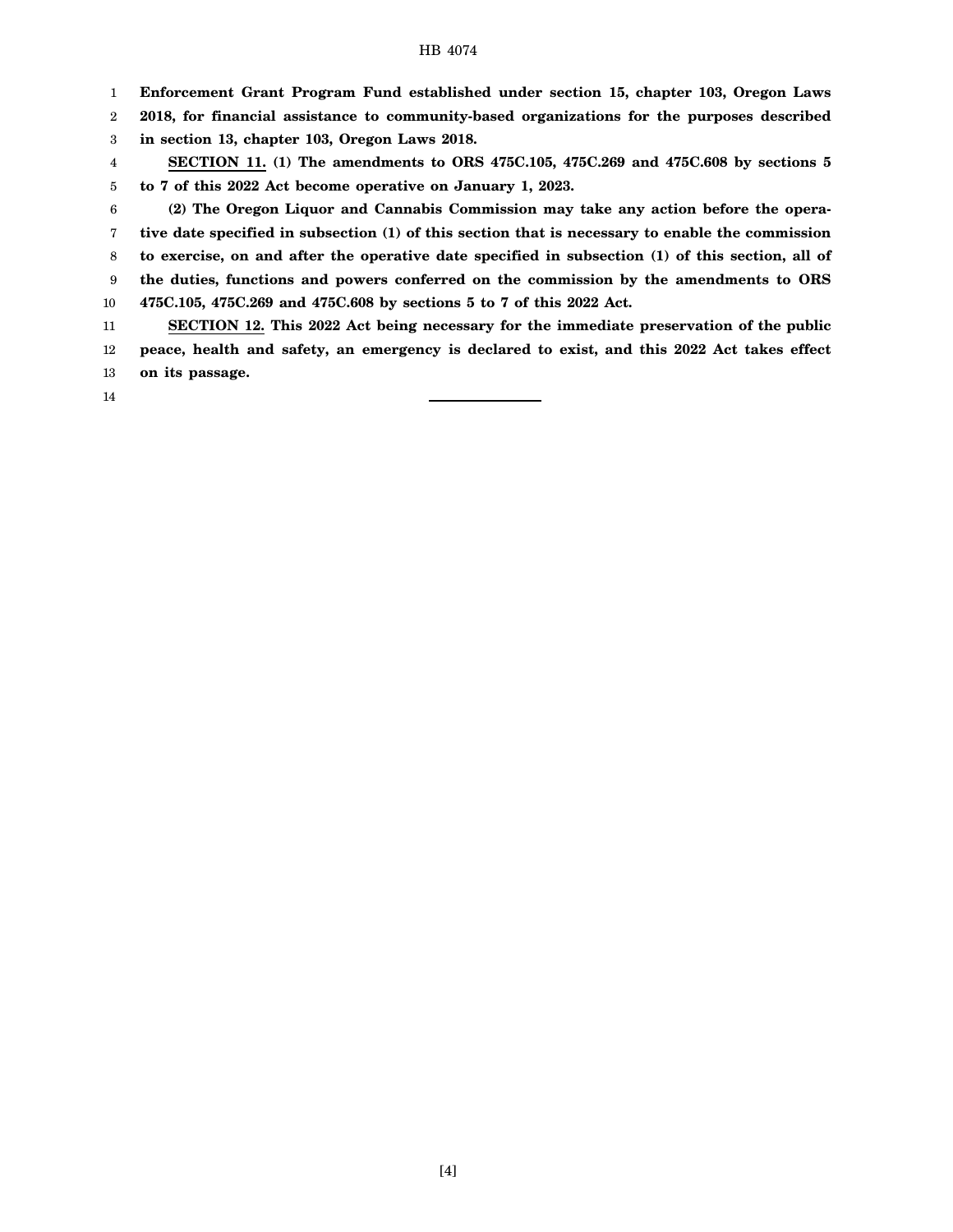**Enforcement Grant Program Fund established under section 15, chapter 103, Oregon Laws 2018, for financial assistance to community-based organizations for the purposes described in section 13, chapter 103, Oregon Laws 2018.**

**SECTION 11. (1) The amendments to ORS 475C.105, 475C.269 and 475C.608 by sections 5 to 7 of this 2022 Act become operative on January 1, 2023.**

**(2) The Oregon Liquor and Cannabis Commission may take any action before the operative date specified in subsection (1) of this section that is necessary to enable the commission to exercise, on and after the operative date specified in subsection (1) of this section, all of the duties, functions and powers conferred on the commission by the amendments to ORS 475C.105, 475C.269 and 475C.608 by sections 5 to 7 of this 2022 Act.**

**SECTION 12. This 2022 Act being necessary for the immediate preservation of the public peace, health and safety, an emergency is declared to exist, and this 2022 Act takes effect on its passage.**